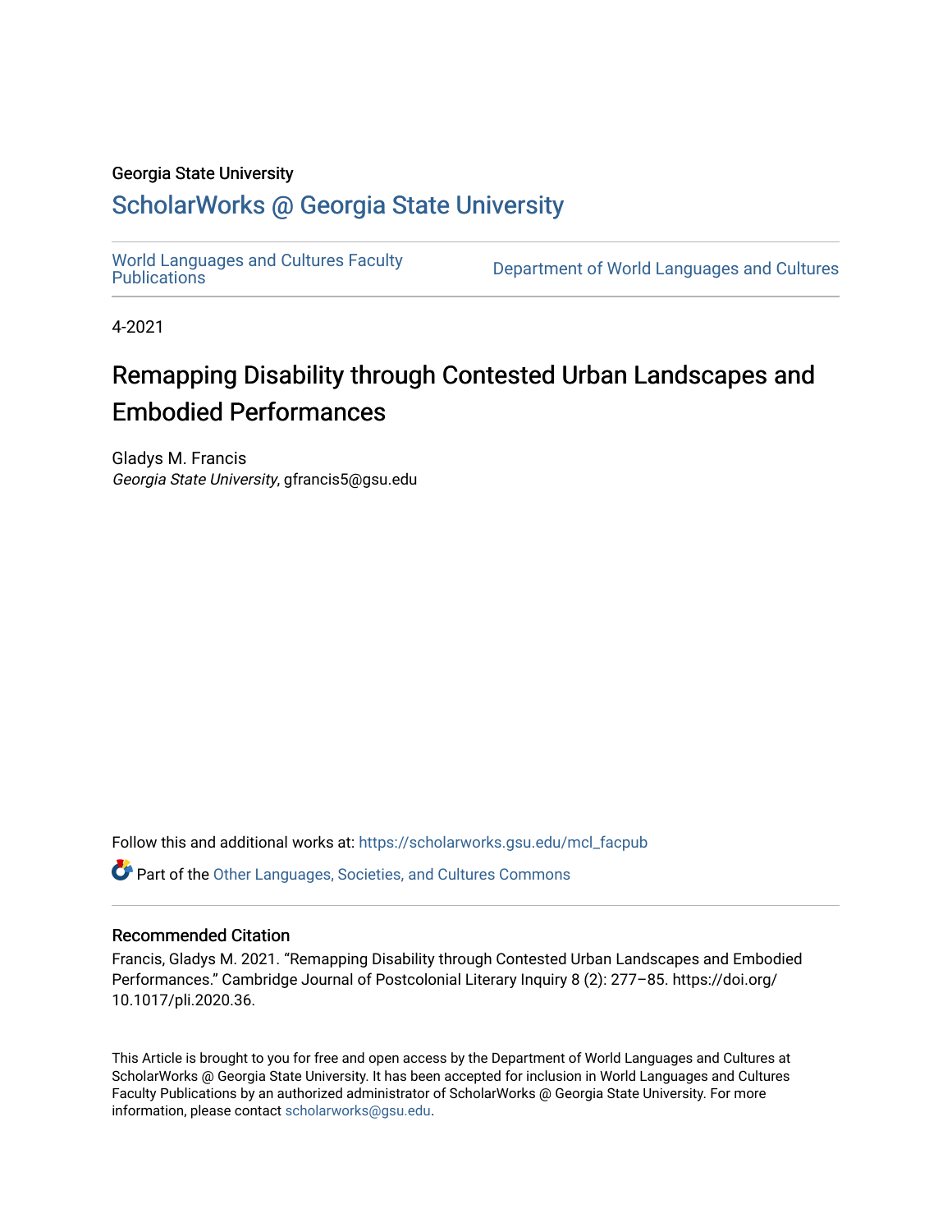Georgia State University

# ScholarWorks @ Georgia State University

World Languages and Cultures Faculty Publications

Department of World Languages and Cultures

4-2021

# Remapping Disability through Contested Urban Landscapes and Embodied Performances

Gladys M. Francis
*Georgia State University*, gfrancis5@gsu.edu

Follow this and additional works at: https://scholarworks.gsu.edu/mcl_facpub

Part of the Other Languages, Societies, and Cultures Commons

## Recommended Citation

Francis, Gladys M. 2021. "Remapping Disability through Contested Urban Landscapes and Embodied Performances." Cambridge Journal of Postcolonial Literary Inquiry 8 (2): 277–85. https://doi.org/10.1017/pli.2020.36.

This Article is brought to you for free and open access by the Department of World Languages and Cultures at ScholarWorks @ Georgia State University. It has been accepted for inclusion in World Languages and Cultures Faculty Publications by an authorized administrator of ScholarWorks @ Georgia State University. For more information, please contact scholarworks@gsu.edu.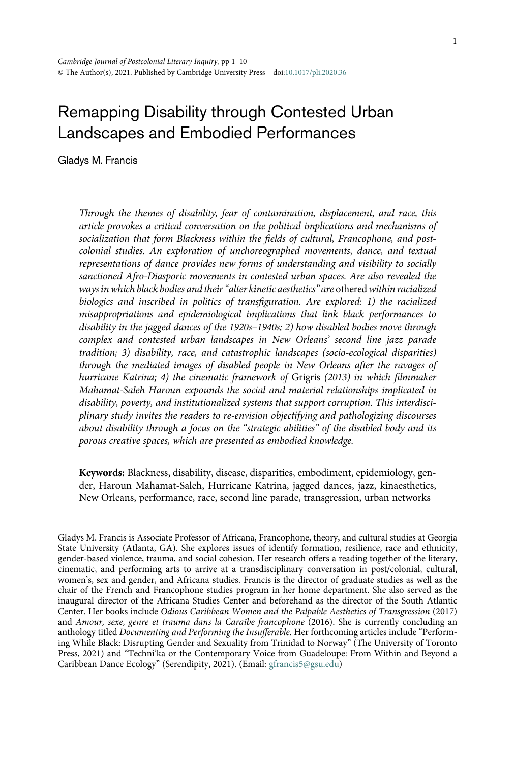# Remapping Disability through Contested Urban Landscapes and Embodied Performances

Gladys M. Francis

*Through the themes of disability, fear of contamination, displacement, and race, this article provokes a critical conversation on the political implications and mechanisms of socialization that form Blackness within the fields of cultural, Francophone, and post-colonial studies. An exploration of unchoreographed movements, dance, and textual representations of dance provides new forms of understanding and visibility to socially sanctioned Afro-Diasporic movements in contested urban spaces. Are also revealed the ways in which black bodies and their "alter kinetic aesthetics" are* othered *within racialized biologics and inscribed in politics of transfiguration. Are explored: 1) the racialized misappropriations and epidemiological implications that link black performances to disability in the jagged dances of the 1920s–1940s; 2) how disabled bodies move through complex and contested urban landscapes in New Orleans' second line jazz parade tradition; 3) disability, race, and catastrophic landscapes (socio-ecological disparities) through the mediated images of disabled people in New Orleans after the ravages of hurricane Katrina; 4) the cinematic framework of* Grigris *(2013) in which filmmaker Mahamat-Saleh Haroun expounds the social and material relationships implicated in disability, poverty, and institutionalized systems that support corruption. This interdisciplinary study invites the readers to re-envision objectifying and pathologizing discourses about disability through a focus on the "strategic abilities" of the disabled body and its porous creative spaces, which are presented as embodied knowledge.*

**Keywords:** Blackness, disability, disease, disparities, embodiment, epidemiology, gender, Haroun Mahamat-Saleh, Hurricane Katrina, jagged dances, jazz, kinaesthetics, New Orleans, performance, race, second line parade, transgression, urban networks

Gladys M. Francis is Associate Professor of Africana, Francophone, theory, and cultural studies at Georgia State University (Atlanta, GA). She explores issues of identify formation, resilience, race and ethnicity, gender-based violence, trauma, and social cohesion. Her research offers a reading together of the literary, cinematic, and performing arts to arrive at a transdisciplinary conversation in post/colonial, cultural, women's, sex and gender, and Africana studies. Francis is the director of graduate studies as well as the chair of the French and Francophone studies program in her home department. She also served as the inaugural director of the Africana Studies Center and beforehand as the director of the South Atlantic Center. Her books include *Odious Caribbean Women and the Palpable Aesthetics of Transgression* (2017) and *Amour, sexe, genre et trauma dans la Caraïbe francophone* (2016). She is currently concluding an anthology titled *Documenting and Performing the Insufferable.* Her forthcoming articles include "Performing While Black: Disrupting Gender and Sexuality from Trinidad to Norway" (The University of Toronto Press, 2021) and "Techni'ka or the Contemporary Voice from Guadeloupe: From Within and Beyond a Caribbean Dance Ecology" (Serendipity, 2021). (Email: gfrancis5@gsu.edu)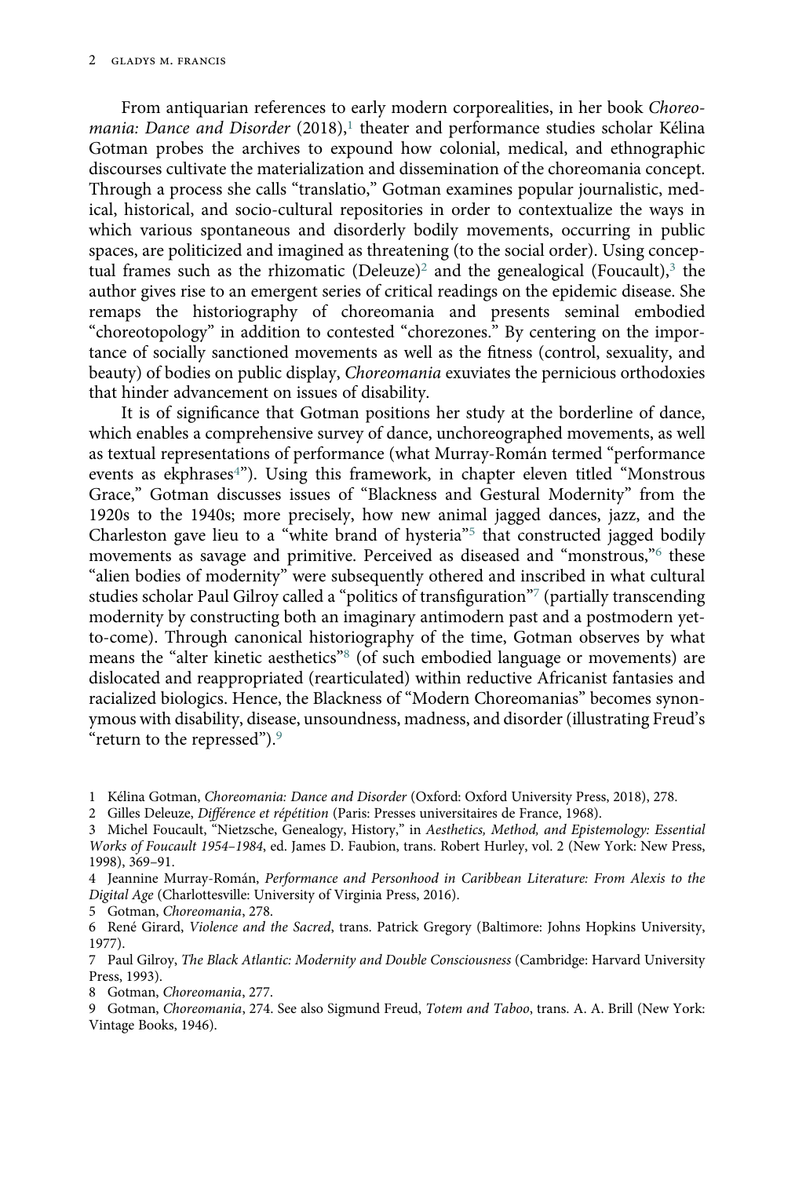From antiquarian references to early modern corporealities, in her book *Choreomania: Dance and Disorder* (2018),[1] theater and performance studies scholar Kélina Gotman probes the archives to expound how colonial, medical, and ethnographic discourses cultivate the materialization and dissemination of the choreomania concept. Through a process she calls "translatio," Gotman examines popular journalistic, medical, historical, and socio-cultural repositories in order to contextualize the ways in which various spontaneous and disorderly bodily movements, occurring in public spaces, are politicized and imagined as threatening (to the social order). Using conceptual frames such as the rhizomatic (Deleuze)[2] and the genealogical (Foucault),[3] the author gives rise to an emergent series of critical readings on the epidemic disease. She remaps the historiography of choreomania and presents seminal embodied "choreotopology" in addition to contested "chorezones." By centering on the importance of socially sanctioned movements as well as the fitness (control, sexuality, and beauty) of bodies on public display, *Choreomania* exuviates the pernicious orthodoxies that hinder advancement on issues of disability.

It is of significance that Gotman positions her study at the borderline of dance, which enables a comprehensive survey of dance, unchoreographed movements, as well as textual representations of performance (what Murray-Román termed "performance events as ekphrases[4]"). Using this framework, in chapter eleven titled "Monstrous Grace," Gotman discusses issues of "Blackness and Gestural Modernity" from the 1920s to the 1940s; more precisely, how new animal jagged dances, jazz, and the Charleston gave lieu to a "white brand of hysteria"[5] that constructed jagged bodily movements as savage and primitive. Perceived as diseased and "monstrous,"[6] these "alien bodies of modernity" were subsequently othered and inscribed in what cultural studies scholar Paul Gilroy called a "politics of transfiguration"[7] (partially transcending modernity by constructing both an imaginary antimodern past and a postmodern yet-to-come). Through canonical historiography of the time, Gotman observes by what means the "alter kinetic aesthetics"[8] (of such embodied language or movements) are dislocated and reappropriated (rearticulated) within reductive Africanist fantasies and racialized biologics. Hence, the Blackness of "Modern Choreomanias" becomes synonymous with disability, disease, unsoundness, madness, and disorder (illustrating Freud's "return to the repressed").[9]

1 Kélina Gotman, *Choreomania: Dance and Disorder* (Oxford: Oxford University Press, 2018), 278.

2 Gilles Deleuze, *Différence et répétition* (Paris: Presses universitaires de France, 1968).

3 Michel Foucault, "Nietzsche, Genealogy, History," in *Aesthetics, Method, and Epistemology: Essential Works of Foucault 1954–1984*, ed. James D. Faubion, trans. Robert Hurley, vol. 2 (New York: New Press, 1998), 369–91.

4 Jeannine Murray-Román, *Performance and Personhood in Caribbean Literature: From Alexis to the Digital Age* (Charlottesville: University of Virginia Press, 2016).

5 Gotman, *Choreomania*, 278.

6 René Girard, *Violence and the Sacred*, trans. Patrick Gregory (Baltimore: Johns Hopkins University, 1977).

7 Paul Gilroy, *The Black Atlantic: Modernity and Double Consciousness* (Cambridge: Harvard University Press, 1993).

8 Gotman, *Choreomania*, 277.

9 Gotman, *Choreomania*, 274. See also Sigmund Freud, *Totem and Taboo*, trans. A. A. Brill (New York: Vintage Books, 1946).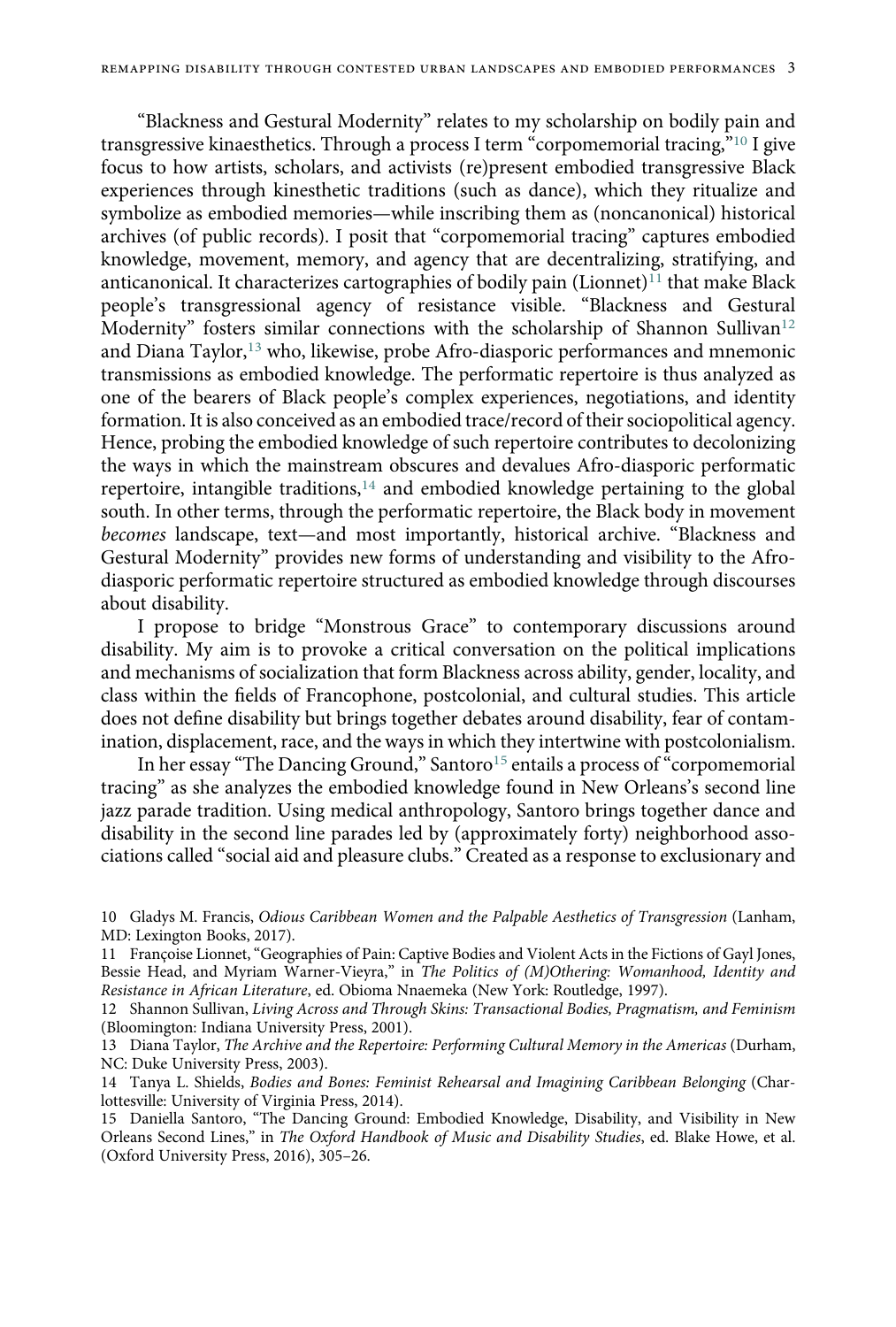"Blackness and Gestural Modernity" relates to my scholarship on bodily pain and transgressive kinaesthetics. Through a process I term "corpomemorial tracing,"[10] I give focus to how artists, scholars, and activists (re)present embodied transgressive Black experiences through kinesthetic traditions (such as dance), which they ritualize and symbolize as embodied memories—while inscribing them as (noncanonical) historical archives (of public records). I posit that "corpomemorial tracing" captures embodied knowledge, movement, memory, and agency that are decentralizing, stratifying, and anticanonical. It characterizes cartographies of bodily pain (Lionnet)[11] that make Black people's transgressional agency of resistance visible. "Blackness and Gestural Modernity" fosters similar connections with the scholarship of Shannon Sullivan[12] and Diana Taylor,[13] who, likewise, probe Afro-diasporic performances and mnemonic transmissions as embodied knowledge. The performatic repertoire is thus analyzed as one of the bearers of Black people's complex experiences, negotiations, and identity formation. It is also conceived as an embodied trace/record of their sociopolitical agency. Hence, probing the embodied knowledge of such repertoire contributes to decolonizing the ways in which the mainstream obscures and devalues Afro-diasporic performatic repertoire, intangible traditions,[14] and embodied knowledge pertaining to the global south. In other terms, through the performatic repertoire, the Black body in movement *becomes* landscape, text—and most importantly, historical archive. "Blackness and Gestural Modernity" provides new forms of understanding and visibility to the Afro-diasporic performatic repertoire structured as embodied knowledge through discourses about disability.

I propose to bridge "Monstrous Grace" to contemporary discussions around disability. My aim is to provoke a critical conversation on the political implications and mechanisms of socialization that form Blackness across ability, gender, locality, and class within the fields of Francophone, postcolonial, and cultural studies. This article does not define disability but brings together debates around disability, fear of contamination, displacement, race, and the ways in which they intertwine with postcolonialism.

In her essay "The Dancing Ground," Santoro[15] entails a process of "corpomemorial tracing" as she analyzes the embodied knowledge found in New Orleans's second line jazz parade tradition. Using medical anthropology, Santoro brings together dance and disability in the second line parades led by (approximately forty) neighborhood associations called "social aid and pleasure clubs." Created as a response to exclusionary and

10 Gladys M. Francis, *Odious Caribbean Women and the Palpable Aesthetics of Transgression* (Lanham, MD: Lexington Books, 2017).

11 Françoise Lionnet, "Geographies of Pain: Captive Bodies and Violent Acts in the Fictions of Gayl Jones, Bessie Head, and Myriam Warner-Vieyra," in *The Politics of (M)Othering: Womanhood, Identity and Resistance in African Literature*, ed. Obioma Nnaemeka (New York: Routledge, 1997).

12 Shannon Sullivan, *Living Across and Through Skins: Transactional Bodies, Pragmatism, and Feminism* (Bloomington: Indiana University Press, 2001).

13 Diana Taylor, *The Archive and the Repertoire: Performing Cultural Memory in the Americas* (Durham, NC: Duke University Press, 2003).

14 Tanya L. Shields, *Bodies and Bones: Feminist Rehearsal and Imagining Caribbean Belonging* (Charlottesville: University of Virginia Press, 2014).

15 Daniella Santoro, "The Dancing Ground: Embodied Knowledge, Disability, and Visibility in New Orleans Second Lines," in *The Oxford Handbook of Music and Disability Studies*, ed. Blake Howe, et al. (Oxford University Press, 2016), 305–26.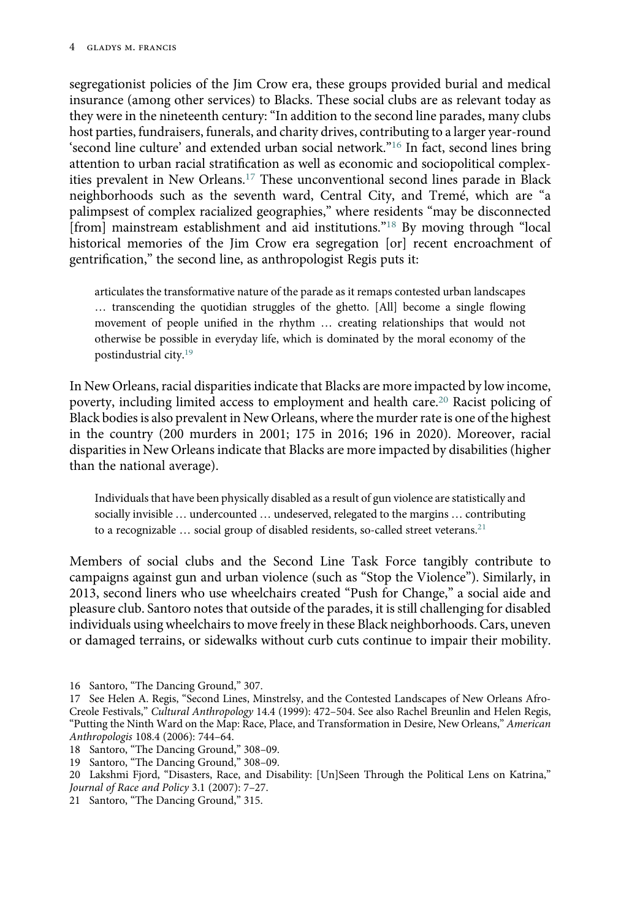segregationist policies of the Jim Crow era, these groups provided burial and medical insurance (among other services) to Blacks. These social clubs are as relevant today as they were in the nineteenth century: "In addition to the second line parades, many clubs host parties, fundraisers, funerals, and charity drives, contributing to a larger year-round 'second line culture' and extended urban social network."[16] In fact, second lines bring attention to urban racial stratification as well as economic and sociopolitical complexities prevalent in New Orleans.[17] These unconventional second lines parade in Black neighborhoods such as the seventh ward, Central City, and Tremé, which are "a palimpsest of complex racialized geographies," where residents "may be disconnected [from] mainstream establishment and aid institutions."[18] By moving through "local historical memories of the Jim Crow era segregation [or] recent encroachment of gentrification," the second line, as anthropologist Regis puts it:

> articulates the transformative nature of the parade as it remaps contested urban landscapes … transcending the quotidian struggles of the ghetto. [All] become a single flowing movement of people unified in the rhythm … creating relationships that would not otherwise be possible in everyday life, which is dominated by the moral economy of the postindustrial city.[19]

In New Orleans, racial disparities indicate that Blacks are more impacted by low income, poverty, including limited access to employment and health care.[20] Racist policing of Black bodies is also prevalent in New Orleans, where the murder rate is one of the highest in the country (200 murders in 2001; 175 in 2016; 196 in 2020). Moreover, racial disparities in New Orleans indicate that Blacks are more impacted by disabilities (higher than the national average).

> Individuals that have been physically disabled as a result of gun violence are statistically and socially invisible … undercounted … undeserved, relegated to the margins … contributing to a recognizable … social group of disabled residents, so-called street veterans.[21]

Members of social clubs and the Second Line Task Force tangibly contribute to campaigns against gun and urban violence (such as "Stop the Violence"). Similarly, in 2013, second liners who use wheelchairs created "Push for Change," a social aide and pleasure club. Santoro notes that outside of the parades, it is still challenging for disabled individuals using wheelchairs to move freely in these Black neighborhoods. Cars, uneven or damaged terrains, or sidewalks without curb cuts continue to impair their mobility.

16 Santoro, "The Dancing Ground," 307.

17 See Helen A. Regis, "Second Lines, Minstrelsy, and the Contested Landscapes of New Orleans Afro-Creole Festivals," *Cultural Anthropology* 14.4 (1999): 472–504. See also Rachel Breunlin and Helen Regis, "Putting the Ninth Ward on the Map: Race, Place, and Transformation in Desire, New Orleans," *American Anthropologis* 108.4 (2006): 744–64.

18 Santoro, "The Dancing Ground," 308–09.

19 Santoro, "The Dancing Ground," 308–09.

20 Lakshmi Fjord, "Disasters, Race, and Disability: [Un]Seen Through the Political Lens on Katrina," *Journal of Race and Policy* 3.1 (2007): 7–27.

21 Santoro, "The Dancing Ground," 315.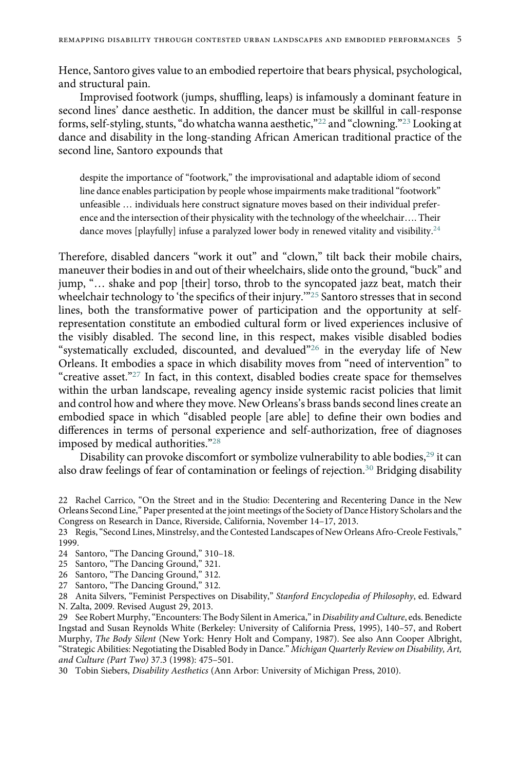Hence, Santoro gives value to an embodied repertoire that bears physical, psychological, and structural pain.

Improvised footwork (jumps, shuffling, leaps) is infamously a dominant feature in second lines' dance aesthetic. In addition, the dancer must be skillful in call-response forms, self-styling, stunts, "do whatcha wanna aesthetic,"[22] and "clowning."[23] Looking at dance and disability in the long-standing African American traditional practice of the second line, Santoro expounds that

> despite the importance of "footwork," the improvisational and adaptable idiom of second line dance enables participation by people whose impairments make traditional "footwork" unfeasible … individuals here construct signature moves based on their individual preference and the intersection of their physicality with the technology of the wheelchair…. Their dance moves [playfully] infuse a paralyzed lower body in renewed vitality and visibility.[24]

Therefore, disabled dancers "work it out" and "clown," tilt back their mobile chairs, maneuver their bodies in and out of their wheelchairs, slide onto the ground, "buck" and jump, "… shake and pop [their] torso, throb to the syncopated jazz beat, match their wheelchair technology to 'the specifics of their injury.'"[25] Santoro stresses that in second lines, both the transformative power of participation and the opportunity at self-representation constitute an embodied cultural form or lived experiences inclusive of the visibly disabled. The second line, in this respect, makes visible disabled bodies "systematically excluded, discounted, and devalued"[26] in the everyday life of New Orleans. It embodies a space in which disability moves from "need of intervention" to "creative asset."[27] In fact, in this context, disabled bodies create space for themselves within the urban landscape, revealing agency inside systemic racist policies that limit and control how and where they move. New Orleans's brass bands second lines create an embodied space in which "disabled people [are able] to define their own bodies and differences in terms of personal experience and self-authorization, free of diagnoses imposed by medical authorities."[28]

Disability can provoke discomfort or symbolize vulnerability to able bodies,[29] it can also draw feelings of fear of contamination or feelings of rejection.[30] Bridging disability

---

22 Rachel Carrico, "On the Street and in the Studio: Decentering and Recentering Dance in the New Orleans Second Line," Paper presented at the joint meetings of the Society of Dance History Scholars and the Congress on Research in Dance, Riverside, California, November 14–17, 2013.

23 Regis, "Second Lines, Minstrelsy, and the Contested Landscapes of New Orleans Afro-Creole Festivals," 1999.

24 Santoro, "The Dancing Ground," 310–18.

25 Santoro, "The Dancing Ground," 321.

26 Santoro, "The Dancing Ground," 312.

27 Santoro, "The Dancing Ground," 312.

28 Anita Silvers, "Feminist Perspectives on Disability," *Stanford Encyclopedia of Philosophy*, ed. Edward N. Zalta, 2009. Revised August 29, 2013.

29 See Robert Murphy, "Encounters: The Body Silent in America," in *Disability and Culture*, eds. Benedicte Ingstad and Susan Reynolds White (Berkeley: University of California Press, 1995), 140–57, and Robert Murphy, *The Body Silent* (New York: Henry Holt and Company, 1987). See also Ann Cooper Albright, "Strategic Abilities: Negotiating the Disabled Body in Dance." *Michigan Quarterly Review on Disability, Art, and Culture (Part Two)* 37.3 (1998): 475–501.

30 Tobin Siebers, *Disability Aesthetics* (Ann Arbor: University of Michigan Press, 2010).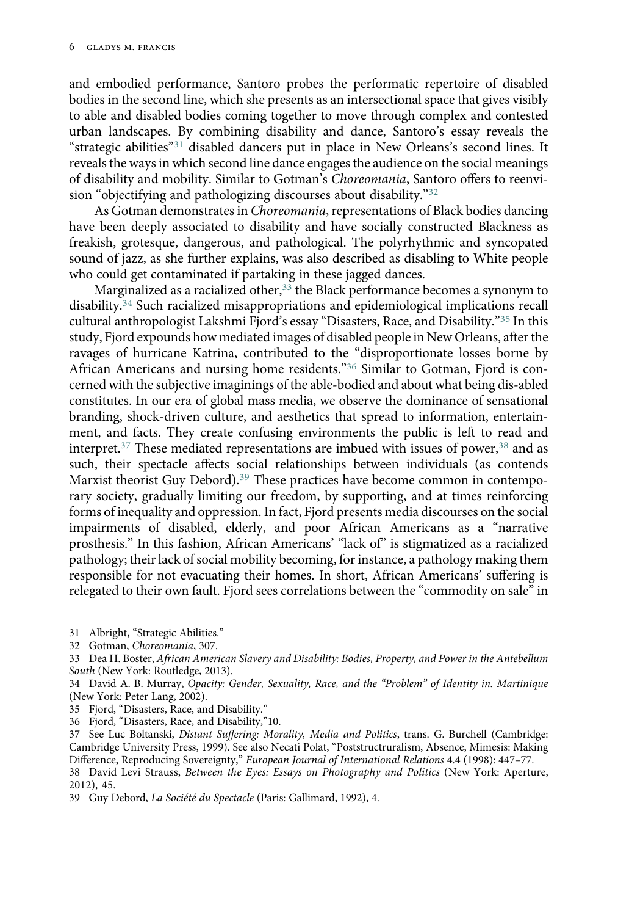and embodied performance, Santoro probes the performatic repertoire of disabled bodies in the second line, which she presents as an intersectional space that gives visibly to able and disabled bodies coming together to move through complex and contested urban landscapes. By combining disability and dance, Santoro's essay reveals the "strategic abilities"[31] disabled dancers put in place in New Orleans's second lines. It reveals the ways in which second line dance engages the audience on the social meanings of disability and mobility. Similar to Gotman's *Choreomania*, Santoro offers to reenvision "objectifying and pathologizing discourses about disability."[32]

As Gotman demonstrates in *Choreomania*, representations of Black bodies dancing have been deeply associated to disability and have socially constructed Blackness as freakish, grotesque, dangerous, and pathological. The polyrhythmic and syncopated sound of jazz, as she further explains, was also described as disabling to White people who could get contaminated if partaking in these jagged dances.

Marginalized as a racialized other,[33] the Black performance becomes a synonym to disability.[34] Such racialized misappropriations and epidemiological implications recall cultural anthropologist Lakshmi Fjord's essay "Disasters, Race, and Disability."[35] In this study, Fjord expounds how mediated images of disabled people in New Orleans, after the ravages of hurricane Katrina, contributed to the "disproportionate losses borne by African Americans and nursing home residents."[36] Similar to Gotman, Fjord is concerned with the subjective imaginings of the able-bodied and about what being dis-abled constitutes. In our era of global mass media, we observe the dominance of sensational branding, shock-driven culture, and aesthetics that spread to information, entertainment, and facts. They create confusing environments the public is left to read and interpret.[37] These mediated representations are imbued with issues of power,[38] and as such, their spectacle affects social relationships between individuals (as contends Marxist theorist Guy Debord).[39] These practices have become common in contemporary society, gradually limiting our freedom, by supporting, and at times reinforcing forms of inequality and oppression. In fact, Fjord presents media discourses on the social impairments of disabled, elderly, and poor African Americans as a "narrative prosthesis." In this fashion, African Americans' "lack of" is stigmatized as a racialized pathology; their lack of social mobility becoming, for instance, a pathology making them responsible for not evacuating their homes. In short, African Americans' suffering is relegated to their own fault. Fjord sees correlations between the "commodity on sale" in

31 Albright, "Strategic Abilities."

32 Gotman, *Choreomania*, 307.

33 Dea H. Boster, *African American Slavery and Disability: Bodies, Property, and Power in the Antebellum South* (New York: Routledge, 2013).

34 David A. B. Murray, *Opacity: Gender, Sexuality, Race, and the "Problem" of Identity in. Martinique* (New York: Peter Lang, 2002).

35 Fjord, "Disasters, Race, and Disability."

36 Fjord, "Disasters, Race, and Disability,"10.

37 See Luc Boltanski, *Distant Suffering: Morality, Media and Politics*, trans. G. Burchell (Cambridge: Cambridge University Press, 1999). See also Necati Polat, "Poststructruralism, Absence, Mimesis: Making Difference, Reproducing Sovereignty," *European Journal of International Relations* 4.4 (1998): 447–77.

38 David Levi Strauss, *Between the Eyes: Essays on Photography and Politics* (New York: Aperture, 2012), 45.

39 Guy Debord, *La Société du Spectacle* (Paris: Gallimard, 1992), 4.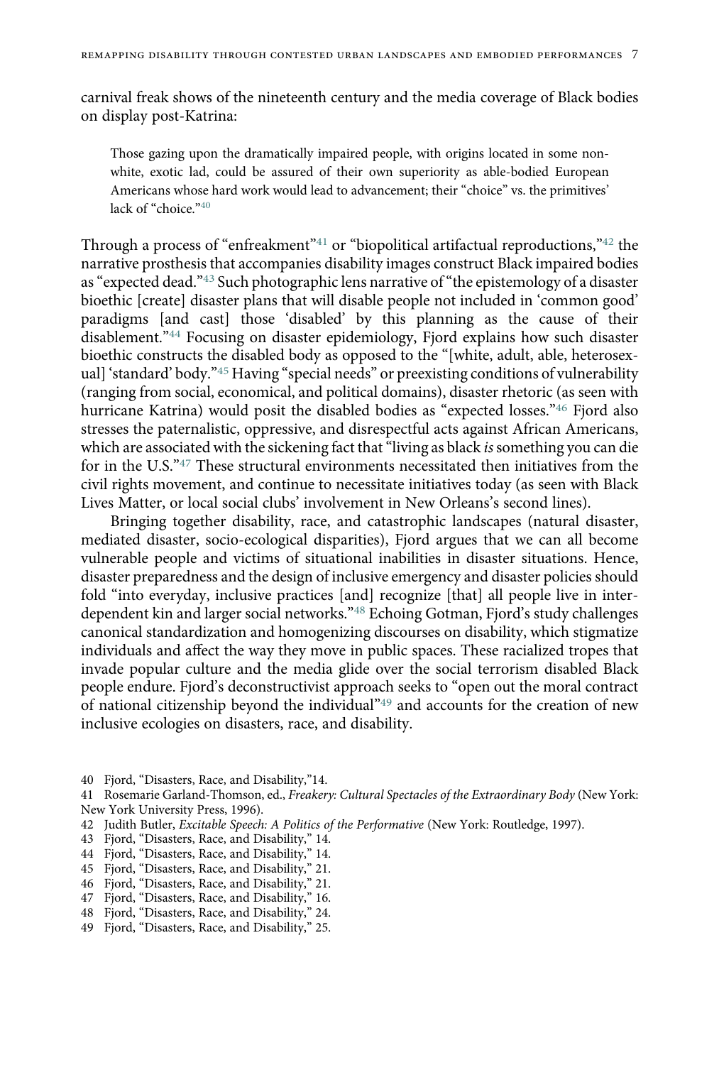carnival freak shows of the nineteenth century and the media coverage of Black bodies on display post-Katrina:

> Those gazing upon the dramatically impaired people, with origins located in some non-white, exotic lad, could be assured of their own superiority as able-bodied European Americans whose hard work would lead to advancement; their "choice" vs. the primitives' lack of "choice."[40]

Through a process of "enfreakment"[41] or "biopolitical artifactual reproductions,"[42] the narrative prosthesis that accompanies disability images construct Black impaired bodies as "expected dead."[43] Such photographic lens narrative of "the epistemology of a disaster bioethic [create] disaster plans that will disable people not included in 'common good' paradigms [and cast] those 'disabled' by this planning as the cause of their disablement."[44] Focusing on disaster epidemiology, Fjord explains how such disaster bioethic constructs the disabled body as opposed to the "[white, adult, able, heterosexual] 'standard' body."[45] Having "special needs" or preexisting conditions of vulnerability (ranging from social, economical, and political domains), disaster rhetoric (as seen with hurricane Katrina) would posit the disabled bodies as "expected losses."[46] Fjord also stresses the paternalistic, oppressive, and disrespectful acts against African Americans, which are associated with the sickening fact that "living as black *is* something you can die for in the U.S."[47] These structural environments necessitated then initiatives from the civil rights movement, and continue to necessitate initiatives today (as seen with Black Lives Matter, or local social clubs' involvement in New Orleans's second lines).

Bringing together disability, race, and catastrophic landscapes (natural disaster, mediated disaster, socio-ecological disparities), Fjord argues that we can all become vulnerable people and victims of situational inabilities in disaster situations. Hence, disaster preparedness and the design of inclusive emergency and disaster policies should fold "into everyday, inclusive practices [and] recognize [that] all people live in interdependent kin and larger social networks."[48] Echoing Gotman, Fjord's study challenges canonical standardization and homogenizing discourses on disability, which stigmatize individuals and affect the way they move in public spaces. These racialized tropes that invade popular culture and the media glide over the social terrorism disabled Black people endure. Fjord's deconstructivist approach seeks to "open out the moral contract of national citizenship beyond the individual"[49] and accounts for the creation of new inclusive ecologies on disasters, race, and disability.

40 Fjord, "Disasters, Race, and Disability,"14.

41 Rosemarie Garland-Thomson, ed., *Freakery: Cultural Spectacles of the Extraordinary Body* (New York: New York University Press, 1996).

42 Judith Butler, *Excitable Speech: A Politics of the Performative* (New York: Routledge, 1997).

43 Fjord, "Disasters, Race, and Disability," 14.

44 Fjord, "Disasters, Race, and Disability," 14.

45 Fjord, "Disasters, Race, and Disability," 21.

46 Fjord, "Disasters, Race, and Disability," 21.

47 Fjord, "Disasters, Race, and Disability," 16.

48 Fjord, "Disasters, Race, and Disability," 24.

49 Fjord, "Disasters, Race, and Disability," 25.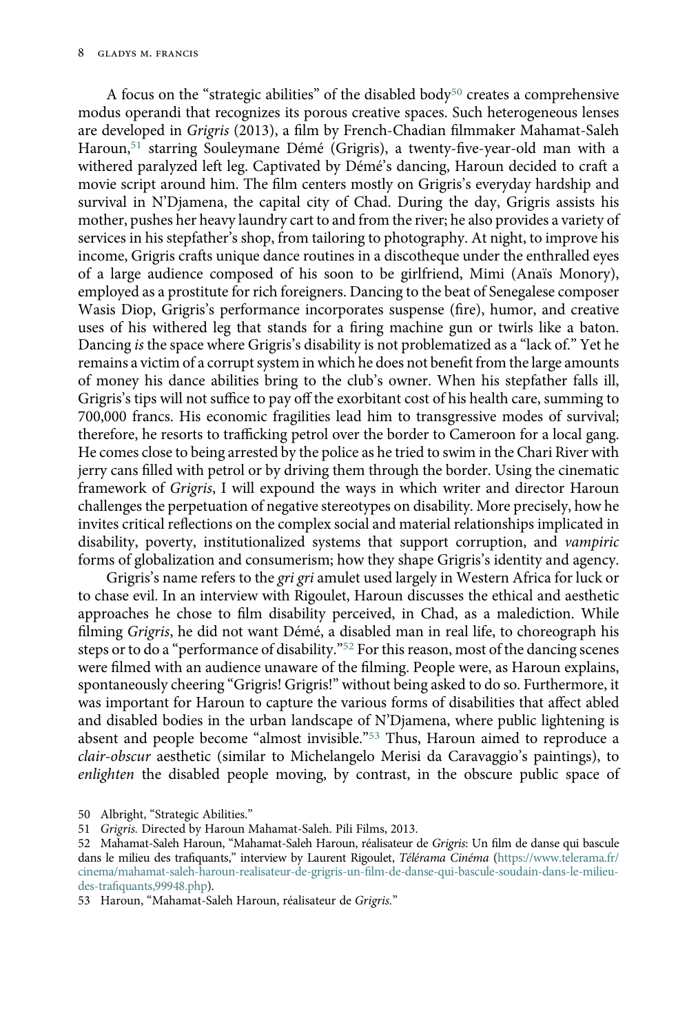A focus on the "strategic abilities" of the disabled body[50] creates a comprehensive modus operandi that recognizes its porous creative spaces. Such heterogeneous lenses are developed in *Grigris* (2013), a film by French-Chadian filmmaker Mahamat-Saleh Haroun,[51] starring Souleymane Démé (Grigris), a twenty-five-year-old man with a withered paralyzed left leg. Captivated by Démé's dancing, Haroun decided to craft a movie script around him. The film centers mostly on Grigris's everyday hardship and survival in N'Djamena, the capital city of Chad. During the day, Grigris assists his mother, pushes her heavy laundry cart to and from the river; he also provides a variety of services in his stepfather's shop, from tailoring to photography. At night, to improve his income, Grigris crafts unique dance routines in a discotheque under the enthralled eyes of a large audience composed of his soon to be girlfriend, Mimi (Anaïs Monory), employed as a prostitute for rich foreigners. Dancing to the beat of Senegalese composer Wasis Diop, Grigris's performance incorporates suspense (fire), humor, and creative uses of his withered leg that stands for a firing machine gun or twirls like a baton. Dancing *is* the space where Grigris's disability is not problematized as a "lack of." Yet he remains a victim of a corrupt system in which he does not benefit from the large amounts of money his dance abilities bring to the club's owner. When his stepfather falls ill, Grigris's tips will not suffice to pay off the exorbitant cost of his health care, summing to 700,000 francs. His economic fragilities lead him to transgressive modes of survival; therefore, he resorts to trafficking petrol over the border to Cameroon for a local gang. He comes close to being arrested by the police as he tried to swim in the Chari River with jerry cans filled with petrol or by driving them through the border. Using the cinematic framework of *Grigris*, I will expound the ways in which writer and director Haroun challenges the perpetuation of negative stereotypes on disability. More precisely, how he invites critical reflections on the complex social and material relationships implicated in disability, poverty, institutionalized systems that support corruption, and *vampiric* forms of globalization and consumerism; how they shape Grigris's identity and agency.

Grigris's name refers to the *gri gri* amulet used largely in Western Africa for luck or to chase evil. In an interview with Rigoulet, Haroun discusses the ethical and aesthetic approaches he chose to film disability perceived, in Chad, as a malediction. While filming *Grigris*, he did not want Démé, a disabled man in real life, to choreograph his steps or to do a "performance of disability."[52] For this reason, most of the dancing scenes were filmed with an audience unaware of the filming. People were, as Haroun explains, spontaneously cheering "Grigris! Grigris!" without being asked to do so. Furthermore, it was important for Haroun to capture the various forms of disabilities that affect abled and disabled bodies in the urban landscape of N'Djamena, where public lightening is absent and people become "almost invisible."[53] Thus, Haroun aimed to reproduce a *clair-obscur* aesthetic (similar to Michelangelo Merisi da Caravaggio's paintings), to *enlighten* the disabled people moving, by contrast, in the obscure public space of

50 Albright, "Strategic Abilities."

51 *Grigris.* Directed by Haroun Mahamat-Saleh. Pili Films, 2013.

52 Mahamat-Saleh Haroun, "Mahamat-Saleh Haroun, réalisateur de *Grigris*: Un film de danse qui bascule dans le milieu des trafiquants," interview by Laurent Rigoulet, *Télérama Cinéma* (https://www.telerama.fr/cinema/mahamat-saleh-haroun-realisateur-de-grigris-un-film-de-danse-qui-bascule-soudain-dans-le-milieu-des-trafiquants,99948.php).

53 Haroun, "Mahamat-Saleh Haroun, réalisateur de *Grigris.*"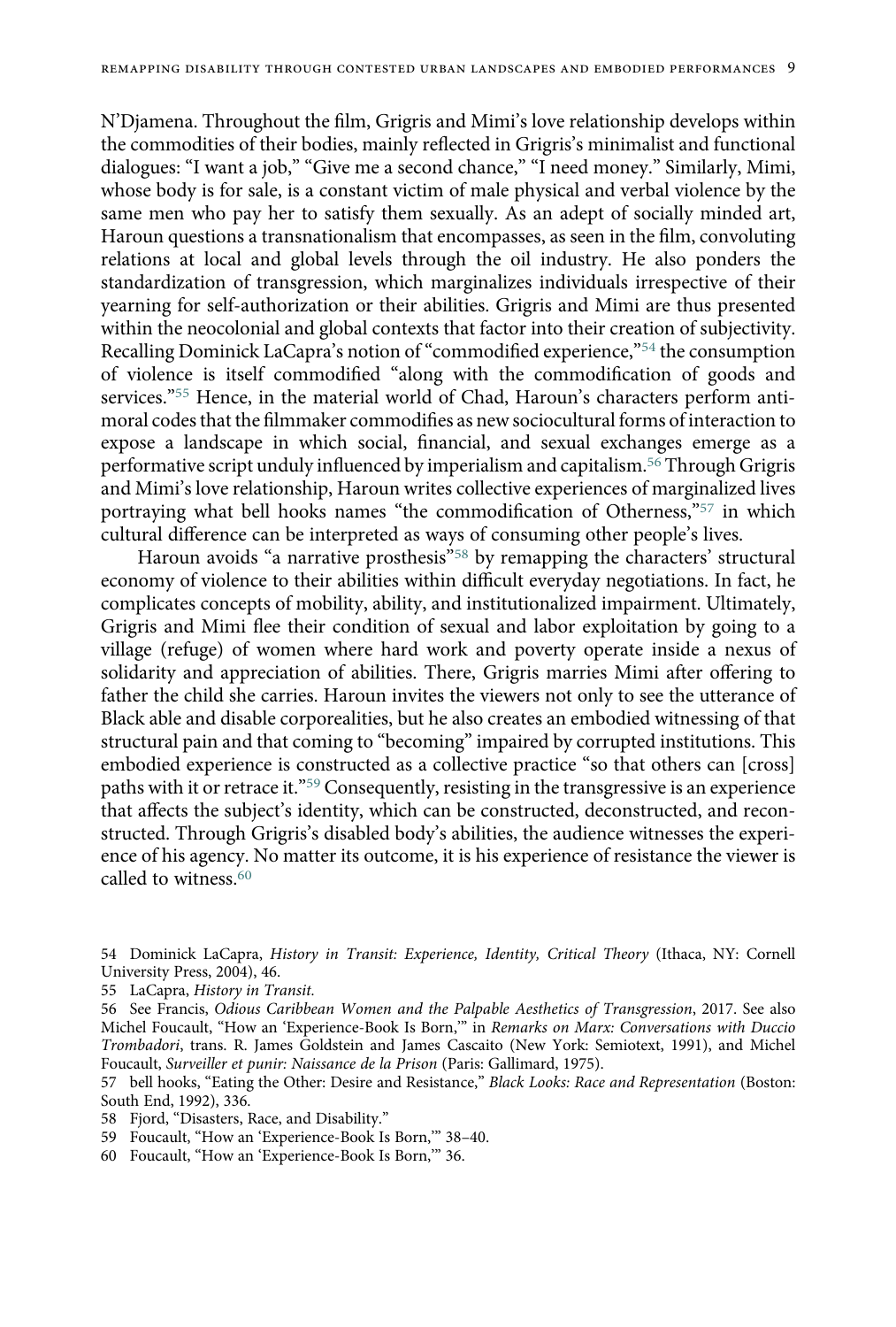N'Djamena. Throughout the film, Grigris and Mimi's love relationship develops within the commodities of their bodies, mainly reflected in Grigris's minimalist and functional dialogues: "I want a job," "Give me a second chance," "I need money." Similarly, Mimi, whose body is for sale, is a constant victim of male physical and verbal violence by the same men who pay her to satisfy them sexually. As an adept of socially minded art, Haroun questions a transnationalism that encompasses, as seen in the film, convoluting relations at local and global levels through the oil industry. He also ponders the standardization of transgression, which marginalizes individuals irrespective of their yearning for self-authorization or their abilities. Grigris and Mimi are thus presented within the neocolonial and global contexts that factor into their creation of subjectivity. Recalling Dominick LaCapra's notion of "commodified experience,"[54] the consumption of violence is itself commodified "along with the commodification of goods and services."[55] Hence, in the material world of Chad, Haroun's characters perform anti-moral codes that the filmmaker commodifies as new sociocultural forms of interaction to expose a landscape in which social, financial, and sexual exchanges emerge as a performative script unduly influenced by imperialism and capitalism.[56] Through Grigris and Mimi's love relationship, Haroun writes collective experiences of marginalized lives portraying what bell hooks names "the commodification of Otherness,"[57] in which cultural difference can be interpreted as ways of consuming other people's lives.

Haroun avoids "a narrative prosthesis"[58] by remapping the characters' structural economy of violence to their abilities within difficult everyday negotiations. In fact, he complicates concepts of mobility, ability, and institutionalized impairment. Ultimately, Grigris and Mimi flee their condition of sexual and labor exploitation by going to a village (refuge) of women where hard work and poverty operate inside a nexus of solidarity and appreciation of abilities. There, Grigris marries Mimi after offering to father the child she carries. Haroun invites the viewers not only to see the utterance of Black able and disable corporealities, but he also creates an embodied witnessing of that structural pain and that coming to "becoming" impaired by corrupted institutions. This embodied experience is constructed as a collective practice "so that others can [cross] paths with it or retrace it."[59] Consequently, resisting in the transgressive is an experience that affects the subject's identity, which can be constructed, deconstructed, and reconstructed. Through Grigris's disabled body's abilities, the audience witnesses the experience of his agency. No matter its outcome, it is his experience of resistance the viewer is called to witness.[60]

---

54 Dominick LaCapra, *History in Transit: Experience, Identity, Critical Theory* (Ithaca, NY: Cornell University Press, 2004), 46.

55 LaCapra, *History in Transit.*

56 See Francis, *Odious Caribbean Women and the Palpable Aesthetics of Transgression*, 2017. See also Michel Foucault, "How an 'Experience-Book Is Born,'" in *Remarks on Marx: Conversations with Duccio Trombadori*, trans. R. James Goldstein and James Cascaito (New York: Semiotext, 1991), and Michel Foucault, *Surveiller et punir: Naissance de la Prison* (Paris: Gallimard, 1975).

57 bell hooks, "Eating the Other: Desire and Resistance," *Black Looks: Race and Representation* (Boston: South End, 1992), 336.

58 Fjord, "Disasters, Race, and Disability."

59 Foucault, "How an 'Experience-Book Is Born,'" 38–40.

60 Foucault, "How an 'Experience-Book Is Born,'" 36.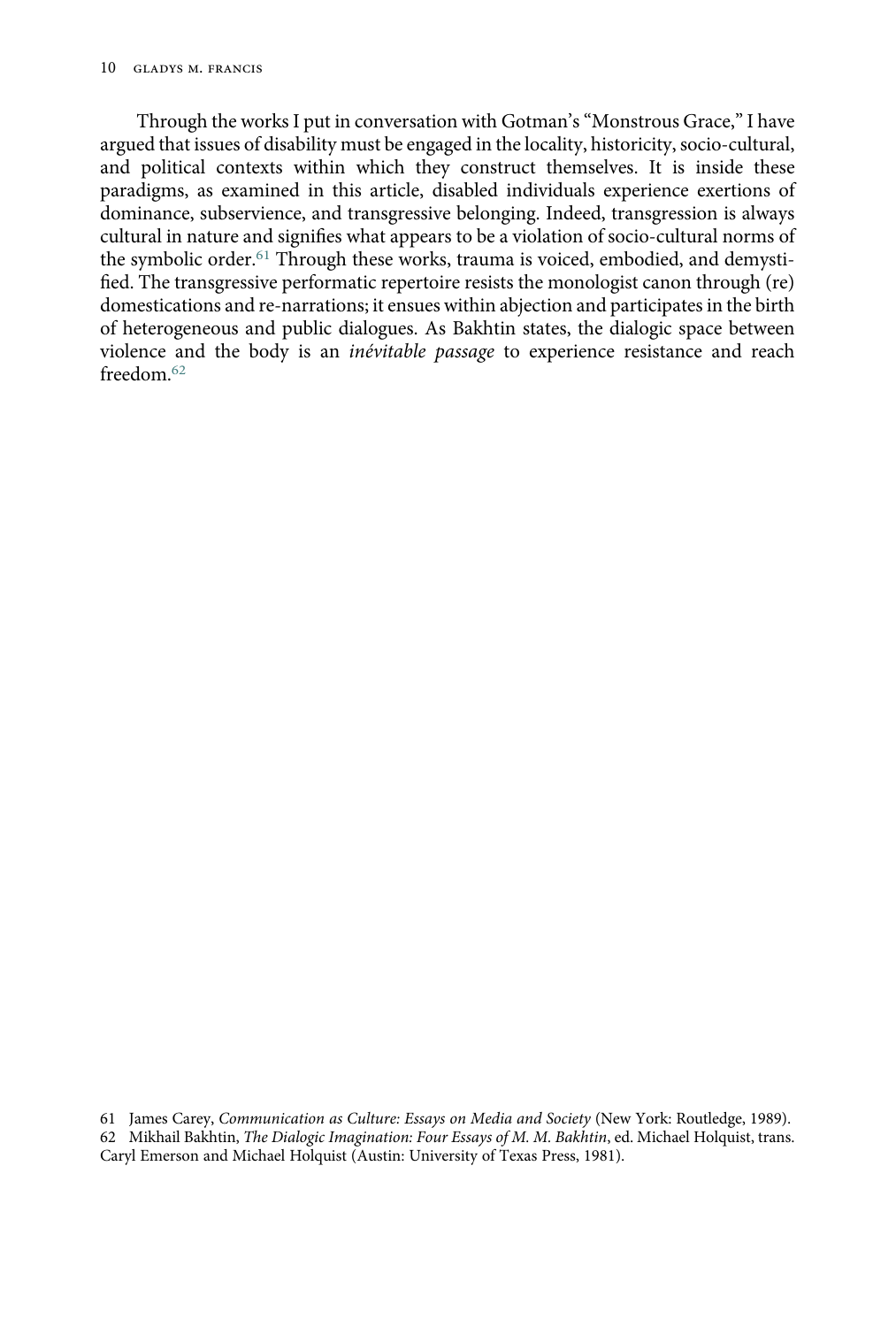Through the works I put in conversation with Gotman's "Monstrous Grace," I have argued that issues of disability must be engaged in the locality, historicity, socio-cultural, and political contexts within which they construct themselves. It is inside these paradigms, as examined in this article, disabled individuals experience exertions of dominance, subservience, and transgressive belonging. Indeed, transgression is always cultural in nature and signifies what appears to be a violation of socio-cultural norms of the symbolic order.[61] Through these works, trauma is voiced, embodied, and demystified. The transgressive performatic repertoire resists the monologist canon through (re) domestications and re-narrations; it ensues within abjection and participates in the birth of heterogeneous and public dialogues. As Bakhtin states, the dialogic space between violence and the body is an *inévitable passage* to experience resistance and reach freedom.[62]

61 James Carey, *Communication as Culture: Essays on Media and Society* (New York: Routledge, 1989).

62 Mikhail Bakhtin, *The Dialogic Imagination: Four Essays of M. M. Bakhtin*, ed. Michael Holquist, trans. Caryl Emerson and Michael Holquist (Austin: University of Texas Press, 1981).